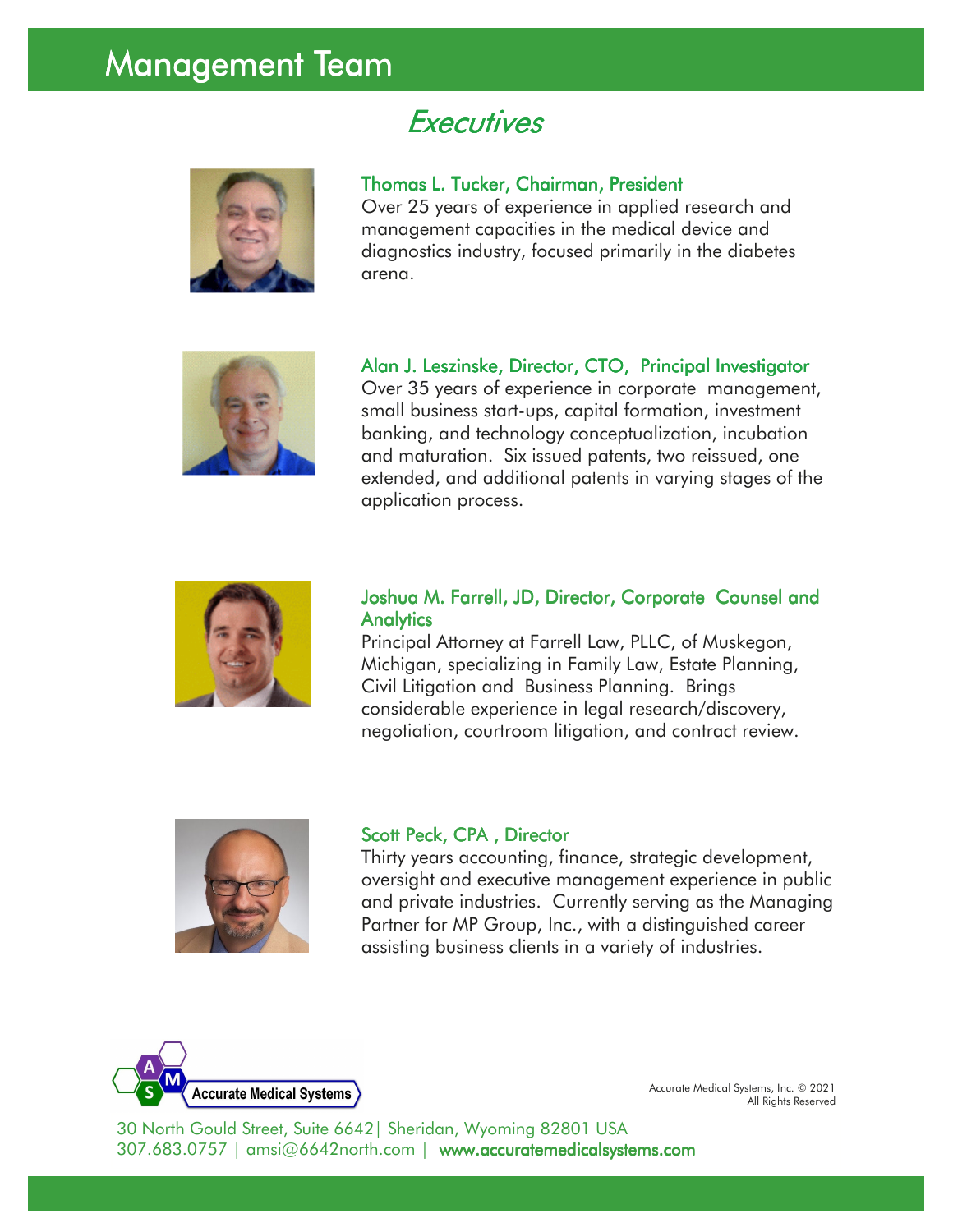# Management Team

## *Executives*

**Thomas L. Tucker, Chairman, President**
Over 25 years of experience in applied research and management capacities in the medical device and diagnostics industry, focused primarily in the diabetes arena.

**Alan J. Leszinske, Director, CTO, Principal Investigator**
Over 35 years of experience in corporate management, small business start-ups, capital formation, investment banking, and technology conceptualization, incubation and maturation. Six issued patents, two reissued, one extended, and additional patents in varying stages of the application process.

**Joshua M. Farrell, JD, Director, Corporate Counsel and Analytics**
Principal Attorney at Farrell Law, PLLC, of Muskegon, Michigan, specializing in Family Law, Estate Planning, Civil Litigation and Business Planning. Brings considerable experience in legal research/discovery, negotiation, courtroom litigation, and contract review.

**Scott Peck, CPA , Director**
Thirty years accounting, finance, strategic development, oversight and executive management experience in public and private industries. Currently serving as the Managing Partner for MP Group, Inc., with a distinguished career assisting business clients in a variety of industries.

Accurate Medical Systems

Accurate Medical Systems, Inc. © 2021
All Rights Reserved

30 North Gould Street, Suite 6642| Sheridan, Wyoming 82801 USA
307.683.0757 | amsi@6642north.com | www.accuratemedicalsystems.com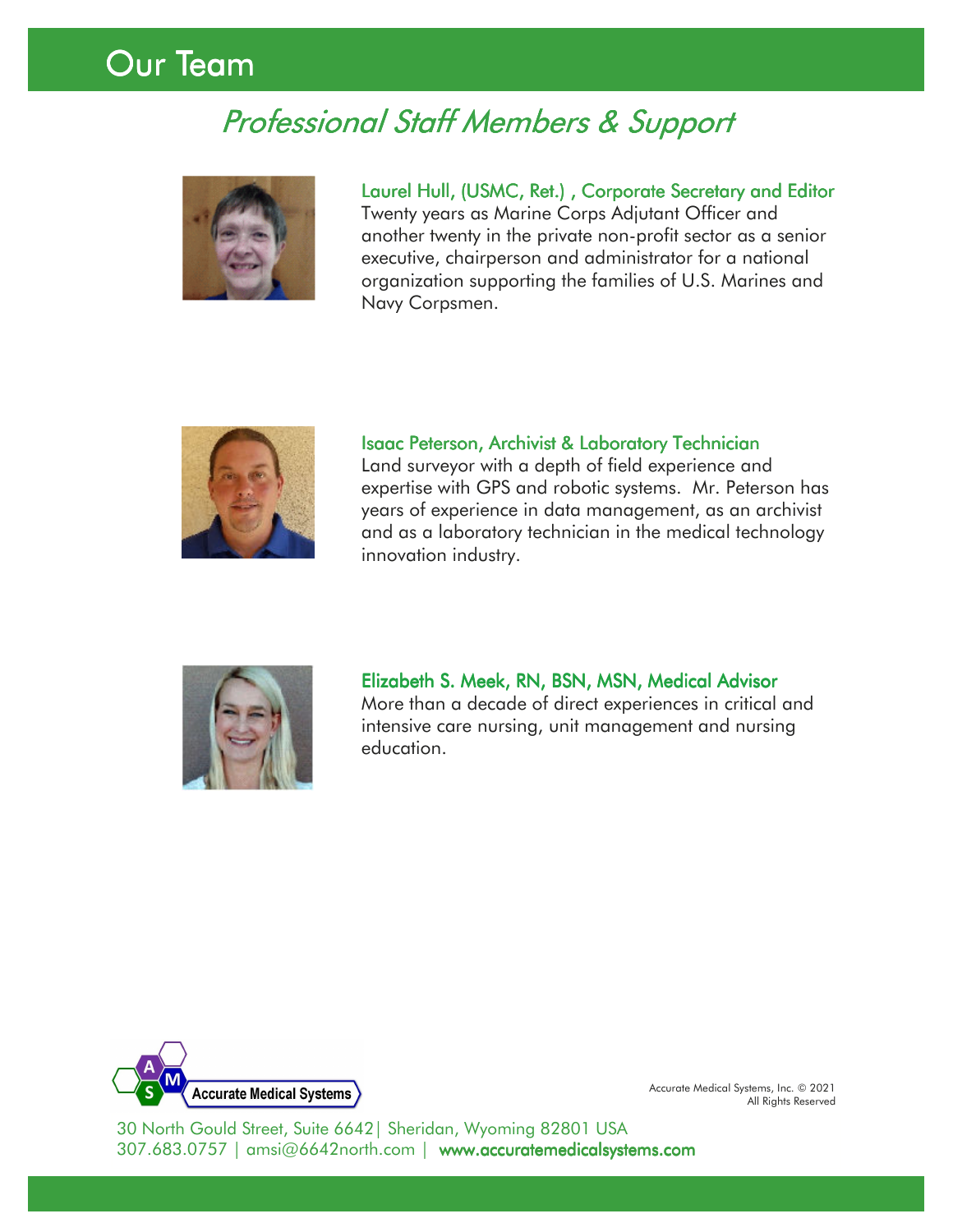# Our Team

## *Professional Staff Members & Support*

**Laurel Hull, (USMC, Ret.) , Corporate Secretary and Editor**
Twenty years as Marine Corps Adjutant Officer and another twenty in the private non-profit sector as a senior executive, chairperson and administrator for a national organization supporting the families of U.S. Marines and Navy Corpsmen.

**Isaac Peterson, Archivist & Laboratory Technician**
Land surveyor with a depth of field experience and expertise with GPS and robotic systems. Mr. Peterson has years of experience in data management, as an archivist and as a laboratory technician in the medical technology innovation industry.

**Elizabeth S. Meek, RN, BSN, MSN, Medical Advisor**
More than a decade of direct experiences in critical and intensive care nursing, unit management and nursing education.

Accurate Medical Systems

Accurate Medical Systems, Inc. © 2021
All Rights Reserved

30 North Gould Street, Suite 6642| Sheridan, Wyoming 82801 USA
307.683.0757 | amsi@6642north.com | **www.accuratemedicalsystems.com**